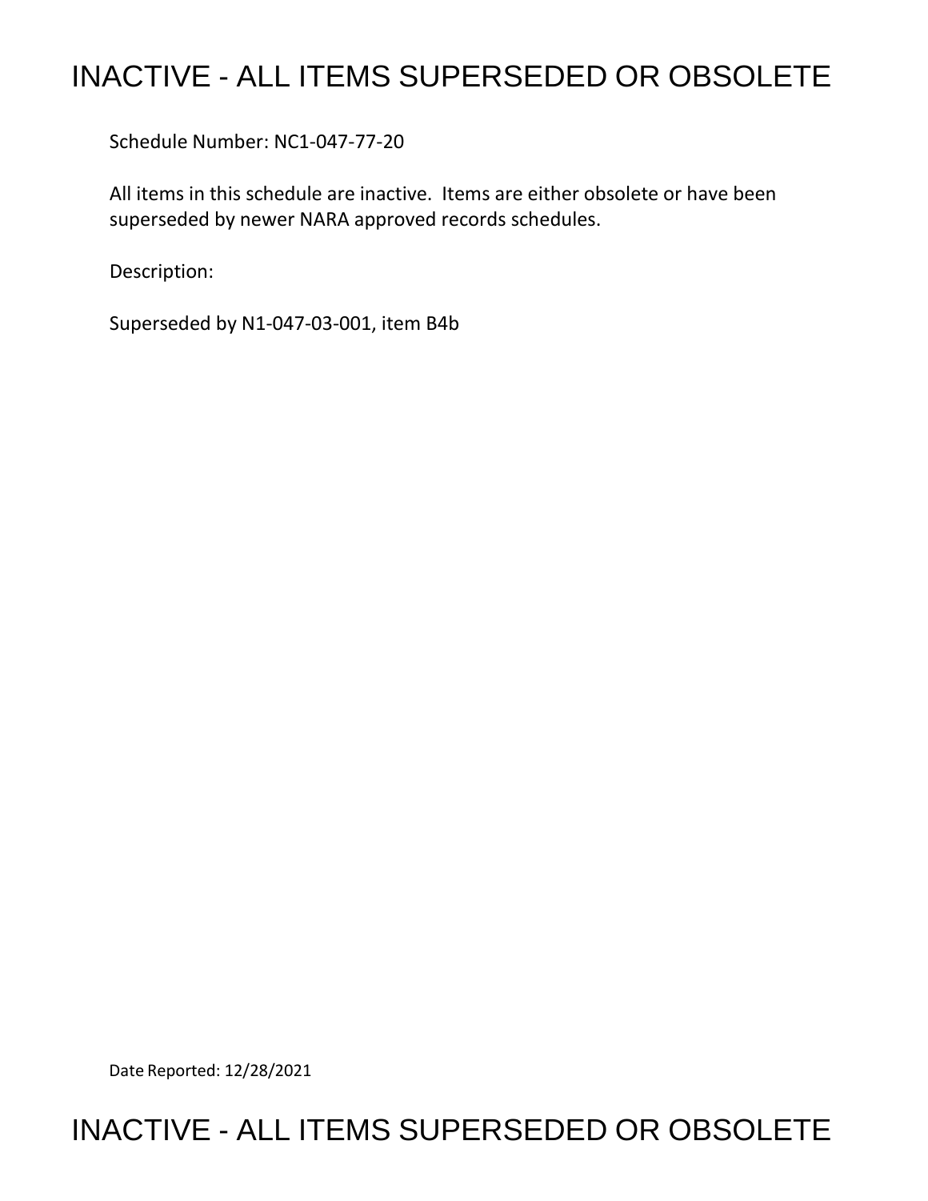# INACTIVE - ALL ITEMS SUPERSEDED OR OBSOLETE

Schedule Number: NC1-047-77-20

All items in this schedule are inactive. Items are either obsolete or have been superseded by newer NARA approved records schedules.

Description:

Superseded by N1-047-03-001, item B4b

Date Reported: 12/28/2021

# INACTIVE - ALL ITEMS SUPERSEDED OR OBSOLETE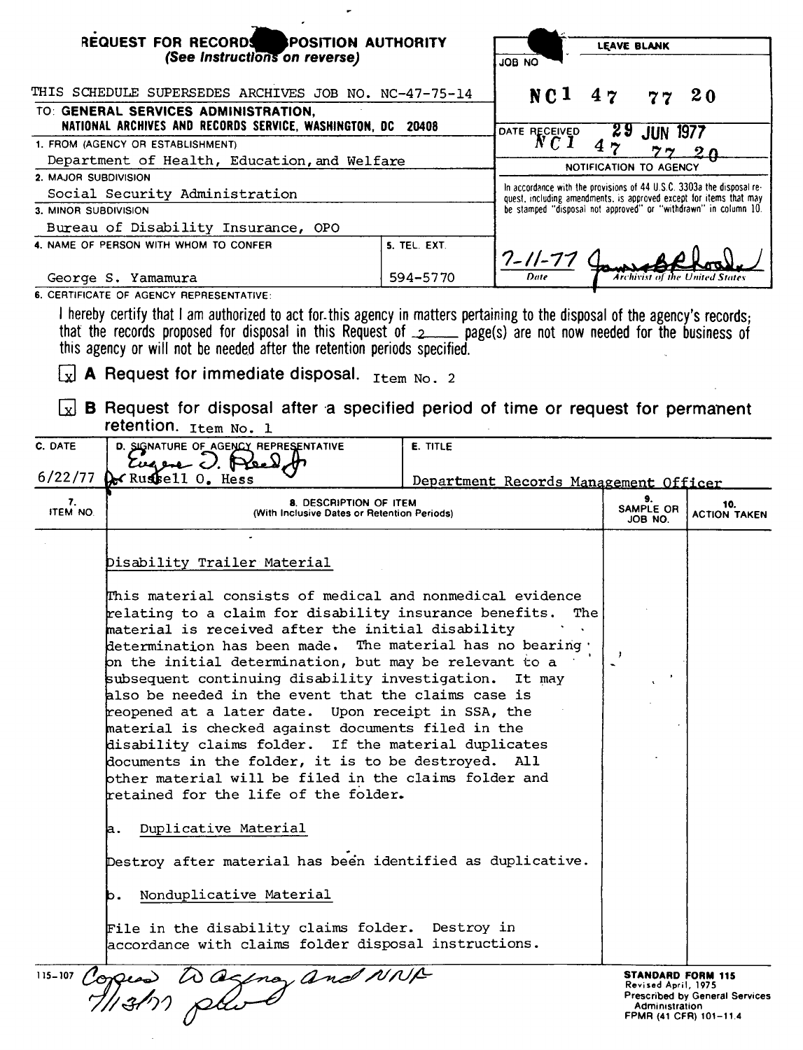**REQUEST FOR RECORDS DISPOSITION AUTHORITY**
*(See Instructions on reverse)*

| LEAVE BLANK |
|---|
| JOB NO **NC1 47 77 20** |
| DATE RECEIVED 29 JUN 1977 NC1 47 77 20 |
| NOTIFICATION TO AGENCY |
| In accordance with the provisions of 44 U.S.C. 3303a the disposal request, including amendments, is approved except for items that may be stamped "disposal not approved" or "withdrawn" in column 10. |
| 7-11-77 [signature] — Date — Archivist of the United States |

THIS SCHEDULE SUPERSEDES ARCHIVES JOB NO. NC-47-75-14

TO: **GENERAL SERVICES ADMINISTRATION, NATIONAL ARCHIVES AND RECORDS SERVICE, WASHINGTON, DC 20408**

1. FROM (AGENCY OR ESTABLISHMENT)
Department of Health, Education, and Welfare

2. MAJOR SUBDIVISION
Social Security Administration

3. MINOR SUBDIVISION
Bureau of Disability Insurance, OPO

4. NAME OF PERSON WITH WHOM TO CONFER
George S. Yamamura

5. TEL. EXT.
594-5770

6. CERTIFICATE OF AGENCY REPRESENTATIVE:

I hereby certify that I am authorized to act for this agency in matters pertaining to the disposal of the agency's records; that the records proposed for disposal in this Request of 2 page(s) are not now needed for the business of this agency or will not be needed after the retention periods specified.

[x] **A** Request for immediate disposal. Item No. 2

[x] **B** Request for disposal after a specified period of time or request for permanent retention. Item No. 1

| C. DATE | D. SIGNATURE OF AGENCY REPRESENTATIVE | E. TITLE |
|---|---|---|
| 6/22/77 | [signature] for Russell O. Hess | Department Records Management Officer |

| 7. ITEM NO. | 8. DESCRIPTION OF ITEM (With Inclusive Dates or Retention Periods) | 9. SAMPLE OR JOB NO. | 10. ACTION TAKEN |
|---|---|---|---|
| | Disability Trailer Material<br><br>This material consists of medical and nonmedical evidence relating to a claim for disability insurance benefits. The material is received after the initial disability determination has been made. The material has no bearing on the initial determination, but may be relevant to a subsequent continuing disability investigation. It may also be needed in the event that the claims case is reopened at a later date. Upon receipt in SSA, the material is checked against documents filed in the disability claims folder. If the material duplicates documents in the folder, it is to be destroyed. All other material will be filed in the claims folder and retained for the life of the folder.<br><br>a. Duplicative Material<br><br>Destroy after material has been identified as duplicative.<br><br>b. Nonduplicative Material<br><br>File in the disability claims folder. Destroy in accordance with claims folder disposal instructions. | | |

115-107 Copies to agency and NNF 7/13/77 [initials]

**STANDARD FORM 115**
Revised April, 1975
Prescribed by General Services Administration
FPMR (41 CFR) 101-11.4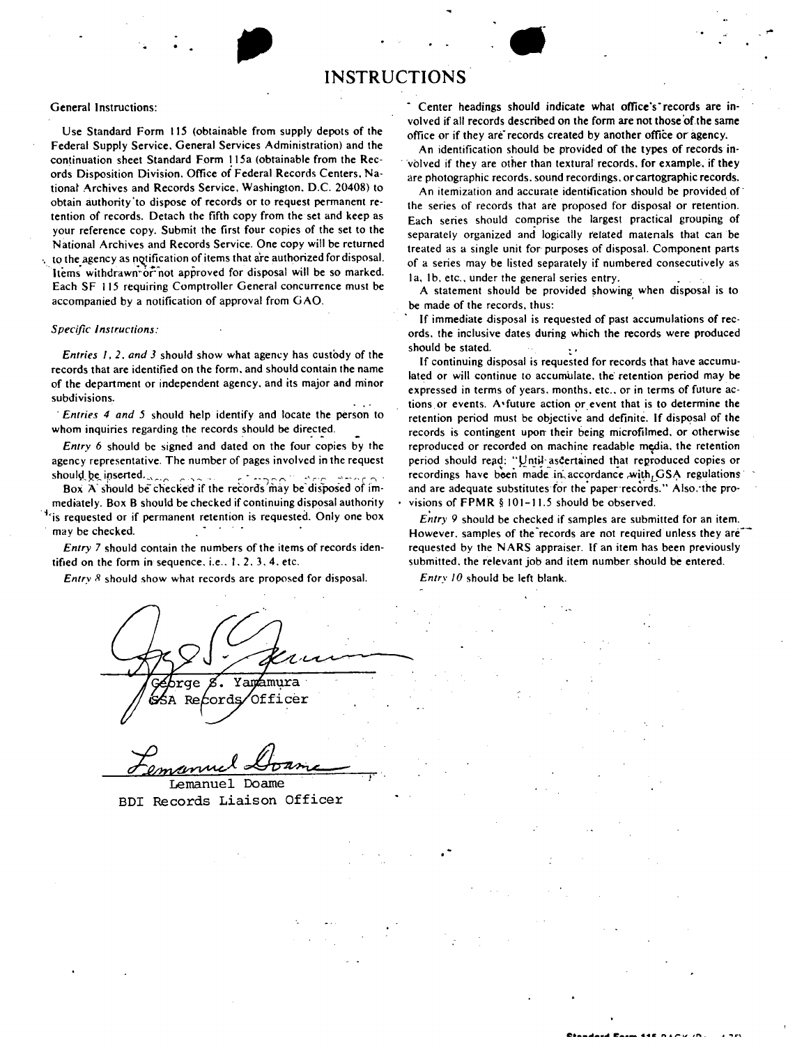# INSTRUCTIONS

General Instructions:

Use Standard Form 115 (obtainable from supply depots of the Federal Supply Service, General Services Administration) and the continuation sheet Standard Form 115a (obtainable from the Records Disposition Division, Office of Federal Records Centers, National Archives and Records Service, Washington, D.C. 20408) to obtain authority to dispose of records or to request permanent retention of records. Detach the fifth copy from the set and keep as your reference copy. Submit the first four copies of the set to the National Archives and Records Service. One copy will be returned to the agency as notification of items that are authorized for disposal. Items withdrawn or not approved for disposal will be so marked. Each SF 115 requiring Comptroller General concurrence must be accompanied by a notification of approval from GAO.

*Specific Instructions:*

*Entries 1, 2, and 3* should show what agency has custody of the records that are identified on the form, and should contain the name of the department or independent agency, and its major and minor subdivisions.

*Entries 4 and 5* should help identify and locate the person to whom inquiries regarding the records should be directed.

*Entry 6* should be signed and dated on the four copies by the agency representative. The number of pages involved in the request should be inserted.

Box A should be checked if the records may be disposed of immediately. Box B should be checked if continuing disposal authority is requested or if permanent retention is requested. Only one box may be checked.

*Entry 7* should contain the numbers of the items of records identified on the form in sequence, i.e., 1, 2, 3, 4, etc.

*Entry 8* should show what records are proposed for disposal.

Center headings should indicate what office's records are involved if all records described on the form are not those of the same office or if they are records created by another office or agency.

An identification should be provided of the types of records involved if they are other than textual records, for example, if they are photographic records, sound recordings, or cartographic records.

An itemization and accurate identification should be provided of the series of records that are proposed for disposal or retention. Each series should comprise the largest practical grouping of separately organized and logically related materials that can be treated as a single unit for purposes of disposal. Component parts of a series may be listed separately if numbered consecutively as 1a, 1b, etc., under the general series entry.

A statement should be provided showing when disposal is to be made of the records, thus:

If immediate disposal is requested of past accumulations of records, the inclusive dates during which the records were produced should be stated.

If continuing disposal is requested for records that have accumulated or will continue to accumulate, the retention period may be expressed in terms of years, months, etc., or in terms of future actions or events. A future action or event that is to determine the retention period must be objective and definite. If disposal of the records is contingent upon their being microfilmed, or otherwise reproduced or recorded on machine readable media, the retention period should read: "Until ascertained that reproduced copies or recordings have been made in accordance with GSA regulations and are adequate substitutes for the paper records." Also, the provisions of FPMR § 101-11.5 should be observed.

*Entry 9* should be checked if samples are submitted for an item. However, samples of the records are not required unless they are requested by the NARS appraiser. If an item has been previously submitted, the relevant job and item number should be entered.

*Entry 10* should be left blank.

George S. Yamamura
GSA Records Officer

Lemanuel Doame
BDI Records Liaison Officer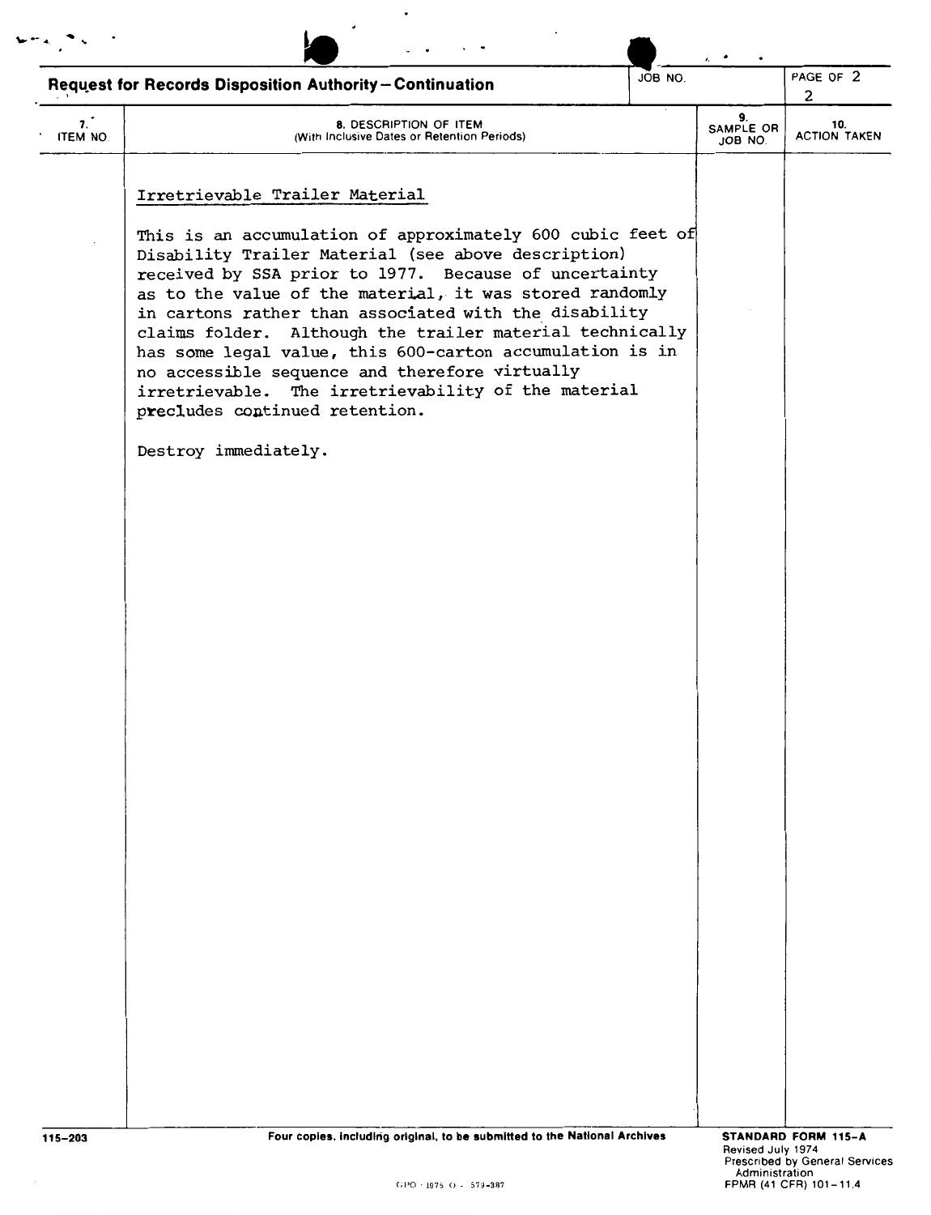**Request for Records Disposition Authority—Continuation**

| JOB NO. | PAGE 2 OF 2 |
|---|---|
| | |

| 7. ITEM NO. | 8. DESCRIPTION OF ITEM (With Inclusive Dates or Retention Periods) | 9. SAMPLE OR JOB NO. | 10. ACTION TAKEN |
|---|---|---|---|
| | Irretrievable Trailer Material<br><br>This is an accumulation of approximately 600 cubic feet of Disability Trailer Material (see above description) received by SSA prior to 1977. Because of uncertainty as to the value of the material, it was stored randomly in cartons rather than associated with the disability claims folder. Although the trailer material technically has some legal value, this 600-carton accumulation is in no accessible sequence and therefore virtually irretrievable. The irretrievability of the material precludes continued retention.<br><br>Destroy immediately. | | |

115-203

**Four copies, including original, to be submitted to the National Archives**

**STANDARD FORM 115-A**
Revised July 1974
Prescribed by General Services Administration
FPMR (41 CFR) 101-11.4

GPO : 1975 O - 579-387